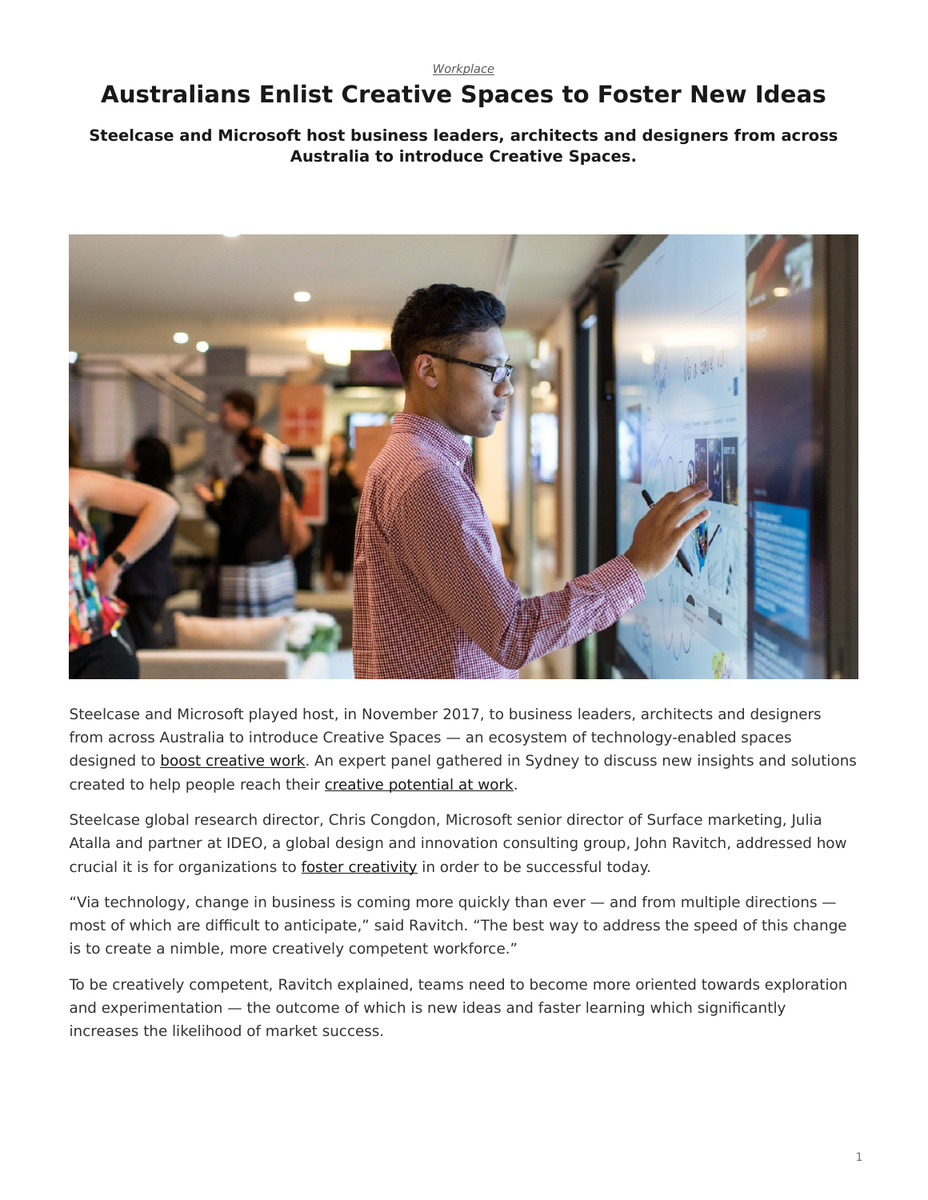*Workplace*

# Australians Enlist Creative Spaces to Foster New Ideas

**Steelcase and Microsoft host business leaders, architects and designers from across Australia to introduce Creative Spaces.**

Steelcase and Microsoft played host, in November 2017, to business leaders, architects and designers from across Australia to introduce Creative Spaces — an ecosystem of technology-enabled spaces designed to boost creative work. An expert panel gathered in Sydney to discuss new insights and solutions created to help people reach their creative potential at work.

Steelcase global research director, Chris Congdon, Microsoft senior director of Surface marketing, Julia Atalla and partner at IDEO, a global design and innovation consulting group, John Ravitch, addressed how crucial it is for organizations to foster creativity in order to be successful today.

"Via technology, change in business is coming more quickly than ever — and from multiple directions — most of which are difficult to anticipate," said Ravitch. "The best way to address the speed of this change is to create a nimble, more creatively competent workforce."

To be creatively competent, Ravitch explained, teams need to become more oriented towards exploration and experimentation — the outcome of which is new ideas and faster learning which significantly increases the likelihood of market success.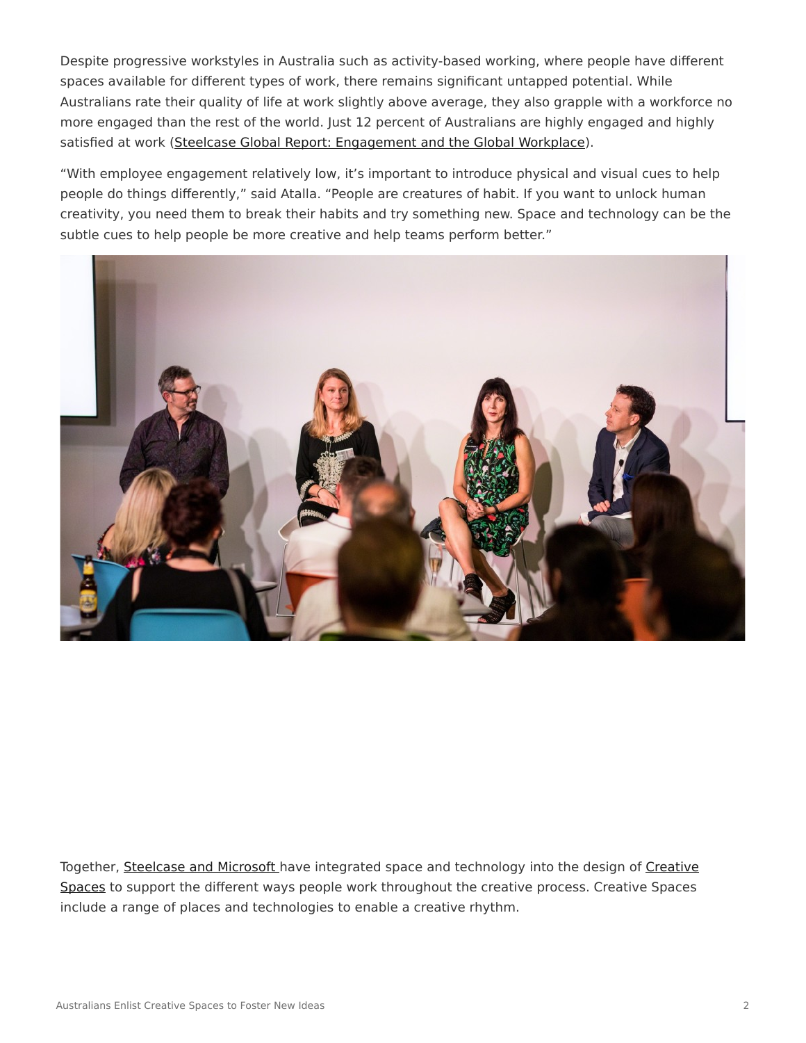Despite progressive workstyles in Australia such as activity-based working, where people have different spaces available for different types of work, there remains significant untapped potential. While Australians rate their quality of life at work slightly above average, they also grapple with a workforce no more engaged than the rest of the world. Just 12 percent of Australians are highly engaged and highly satisfied at work (Steelcase Global Report: Engagement and the Global Workplace).

"With employee engagement relatively low, it's important to introduce physical and visual cues to help people do things differently," said Atalla. "People are creatures of habit. If you want to unlock human creativity, you need them to break their habits and try something new. Space and technology can be the subtle cues to help people be more creative and help teams perform better."

Together, Steelcase and Microsoft have integrated space and technology into the design of Creative Spaces to support the different ways people work throughout the creative process. Creative Spaces include a range of places and technologies to enable a creative rhythm.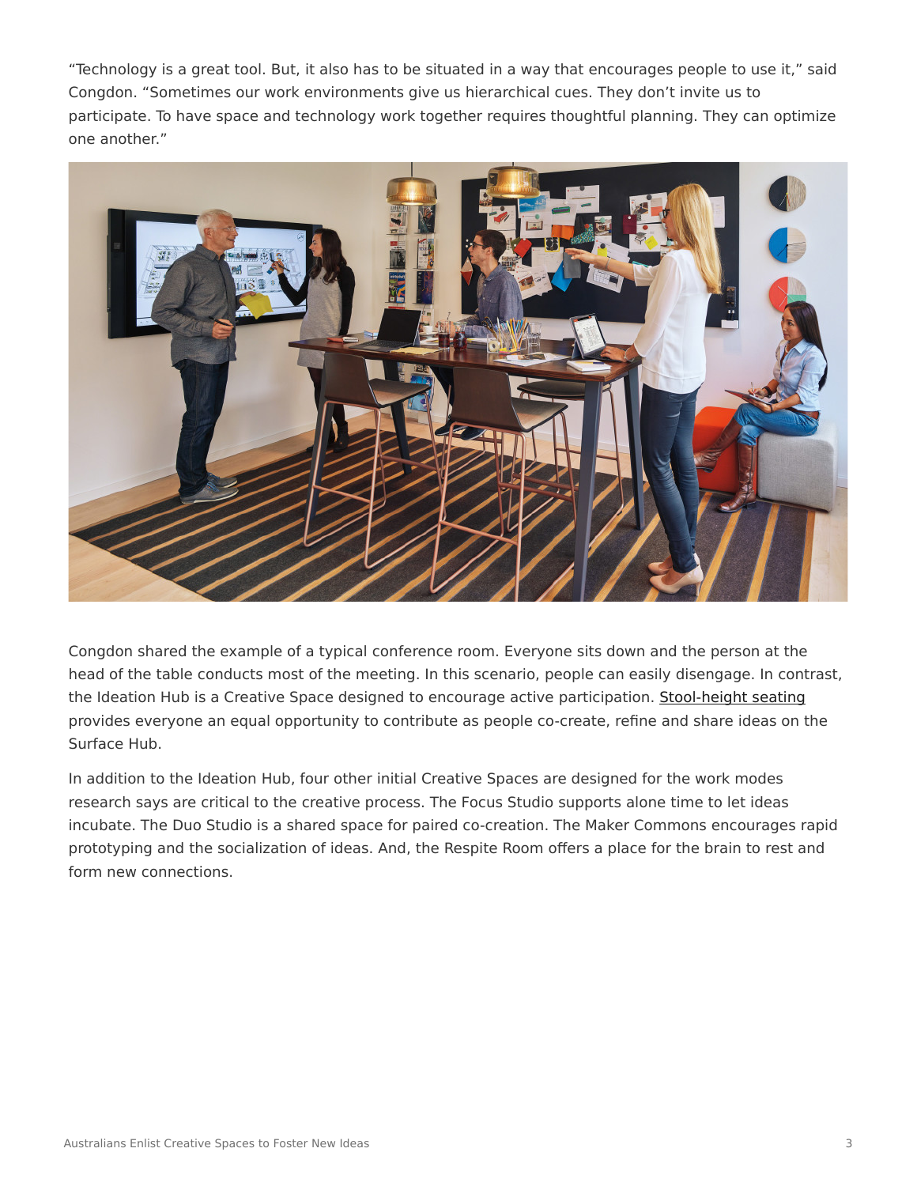"Technology is a great tool. But, it also has to be situated in a way that encourages people to use it," said Congdon. "Sometimes our work environments give us hierarchical cues. They don't invite us to participate. To have space and technology work together requires thoughtful planning. They can optimize one another."

Congdon shared the example of a typical conference room. Everyone sits down and the person at the head of the table conducts most of the meeting. In this scenario, people can easily disengage. In contrast, the Ideation Hub is a Creative Space designed to encourage active participation. Stool-height seating provides everyone an equal opportunity to contribute as people co-create, refine and share ideas on the Surface Hub.

In addition to the Ideation Hub, four other initial Creative Spaces are designed for the work modes research says are critical to the creative process. The Focus Studio supports alone time to let ideas incubate. The Duo Studio is a shared space for paired co-creation. The Maker Commons encourages rapid prototyping and the socialization of ideas. And, the Respite Room offers a place for the brain to rest and form new connections.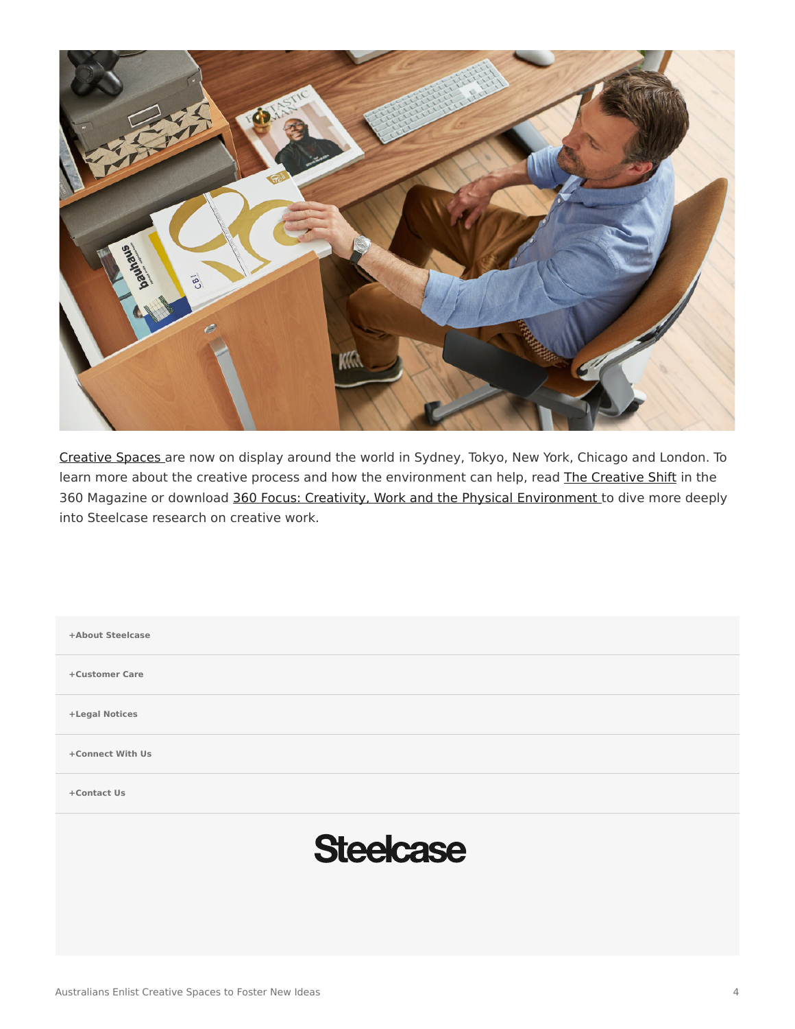[Creative Spaces](#) are now on display around the world in Sydney, Tokyo, New York, Chicago and London. To learn more about the creative process and how the environment can help, read [The Creative Shift](#) in the 360 Magazine or download [360 Focus: Creativity, Work and the Physical Environment](#) to dive more deeply into Steelcase research on creative work.

**+About Steelcase**

**+Customer Care**

**+Legal Notices**

**+Connect With Us**

**+Contact Us**

Steelcase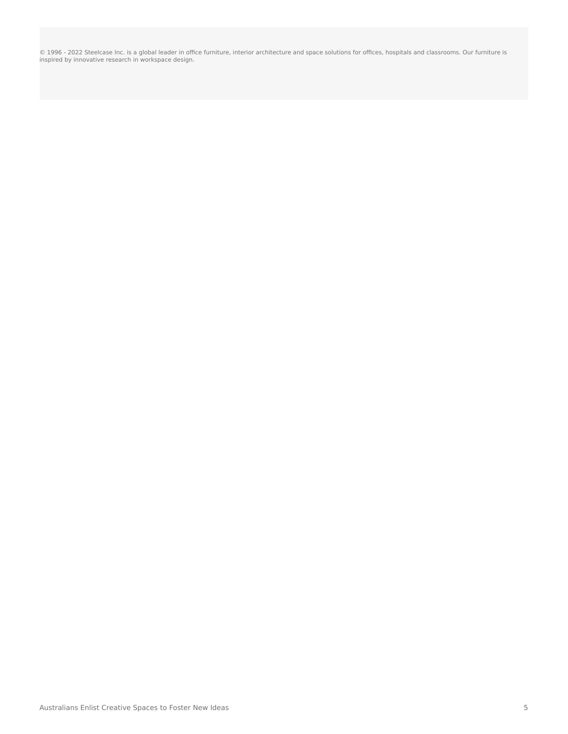© 1996 - 2022 Steelcase Inc. is a global leader in office furniture, interior architecture and space solutions for offices, hospitals and classrooms. Our furniture is inspired by innovative research in workspace design.